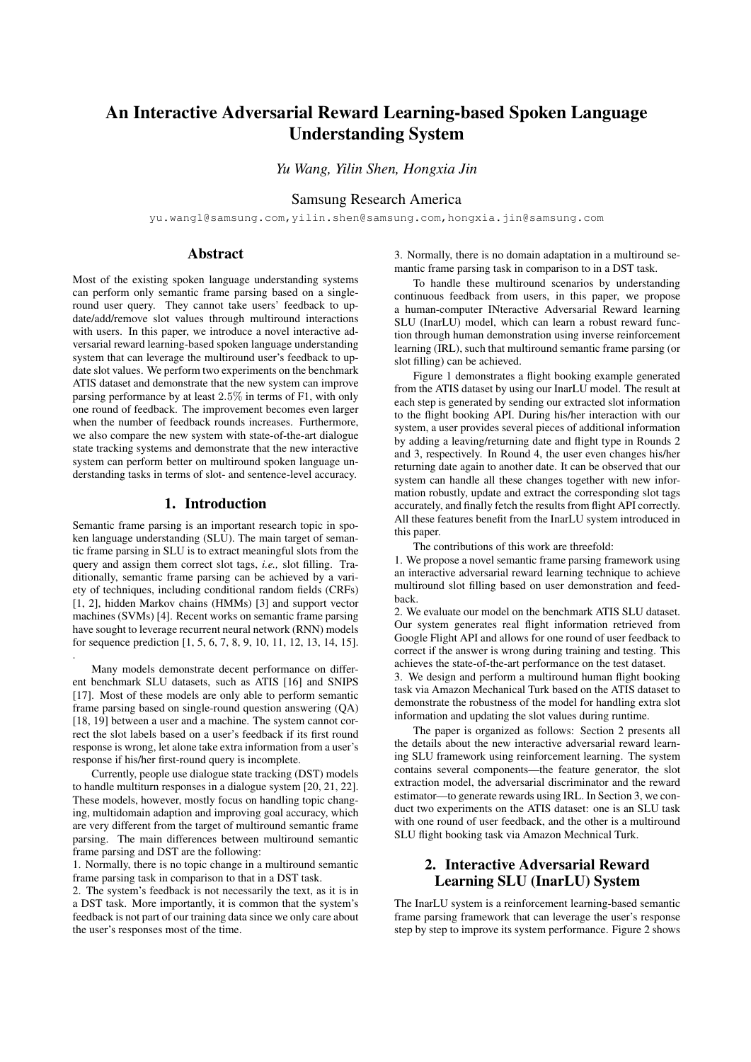# An Interactive Adversarial Reward Learning-based Spoken Language Understanding System

*Yu Wang, Yilin Shen, Hongxia Jin*

Samsung Research America

yu.wang1@samsung.com,yilin.shen@samsung.com,hongxia.jin@samsung.com

## Abstract

Most of the existing spoken language understanding systems can perform only semantic frame parsing based on a single-round user query. They cannot take users' feedback to update/add/remove slot values through multiround interactions with users. In this paper, we introduce a novel interactive adversarial reward learning-based spoken language understanding system that can leverage the multiround user's feedback to update slot values. We perform two experiments on the benchmark ATIS dataset and demonstrate that the new system can improve parsing performance by at least $2.5\%$ in terms of F1, with only one round of feedback. The improvement becomes even larger when the number of feedback rounds increases. Furthermore, we also compare the new system with state-of-the-art dialogue state tracking systems and demonstrate that the new interactive system can perform better on multiround spoken language understanding tasks in terms of slot- and sentence-level accuracy.

## 1. Introduction

Semantic frame parsing is an important research topic in spoken language understanding (SLU). The main target of semantic frame parsing in SLU is to extract meaningful slots from the query and assign them correct slot tags, *i.e.,* slot filling. Traditionally, semantic frame parsing can be achieved by a variety of techniques, including conditional random fields (CRFs) [1, 2], hidden Markov chains (HMMs) [3] and support vector machines (SVMs) [4]. Recent works on semantic frame parsing have sought to leverage recurrent neural network (RNN) models for sequence prediction [1, 5, 6, 7, 8, 9, 10, 11, 12, 13, 14, 15].
.

Many models demonstrate decent performance on different benchmark SLU datasets, such as ATIS [16] and SNIPS [17]. Most of these models are only able to perform semantic frame parsing based on single-round question answering (QA) [18, 19] between a user and a machine. The system cannot correct the slot labels based on a user's feedback if its first round response is wrong, let alone take extra information from a user's response if his/her first-round query is incomplete.

Currently, people use dialogue state tracking (DST) models to handle multiturn responses in a dialogue system [20, 21, 22]. These models, however, mostly focus on handling topic changing, multidomain adaption and improving goal accuracy, which are very different from the target of multiround semantic frame parsing. The main differences between multiround semantic frame parsing and DST are the following:

1. Normally, there is no topic change in a multiround semantic frame parsing task in comparison to that in a DST task.
2. The system's feedback is not necessarily the text, as it is in a DST task. More importantly, it is common that the system's feedback is not part of our training data since we only care about the user's responses most of the time.
3. Normally, there is no domain adaptation in a multiround semantic frame parsing task in comparison to in a DST task.

To handle these multiround scenarios by understanding continuous feedback from users, in this paper, we propose a human-computer INteractive Adversarial Reward learning SLU (InarLU) model, which can learn a robust reward function through human demonstration using inverse reinforcement learning (IRL), such that multiround semantic frame parsing (or slot filling) can be achieved.

Figure 1 demonstrates a flight booking example generated from the ATIS dataset by using our InarLU model. The result at each step is generated by sending our extracted slot information to the flight booking API. During his/her interaction with our system, a user provides several pieces of additional information by adding a leaving/returning date and flight type in Rounds 2 and 3, respectively. In Round 4, the user even changes his/her returning date again to another date. It can be observed that our system can handle all these changes together with new information robustly, update and extract the corresponding slot tags accurately, and finally fetch the results from flight API correctly. All these features benefit from the InarLU system introduced in this paper.

The contributions of this work are threefold:

1. We propose a novel semantic frame parsing framework using an interactive adversarial reward learning technique to achieve multiround slot filling based on user demonstration and feedback.
2. We evaluate our model on the benchmark ATIS SLU dataset. Our system generates real flight information retrieved from Google Flight API and allows for one round of user feedback to correct if the answer is wrong during training and testing. This achieves the state-of-the-art performance on the test dataset.
3. We design and perform a multiround human flight booking task via Amazon Mechanical Turk based on the ATIS dataset to demonstrate the robustness of the model for handling extra slot information and updating the slot values during runtime.

The paper is organized as follows: Section 2 presents all the details about the new interactive adversarial reward learning SLU framework using reinforcement learning. The system contains several components—the feature generator, the slot extraction model, the adversarial discriminator and the reward estimator—to generate rewards using IRL. In Section 3, we conduct two experiments on the ATIS dataset: one is an SLU task with one round of user feedback, and the other is a multiround SLU flight booking task via Amazon Mechnical Turk.

## 2. Interactive Adversarial Reward Learning SLU (InarLU) System

The InarLU system is a reinforcement learning-based semantic frame parsing framework that can leverage the user's response step by step to improve its system performance. Figure 2 shows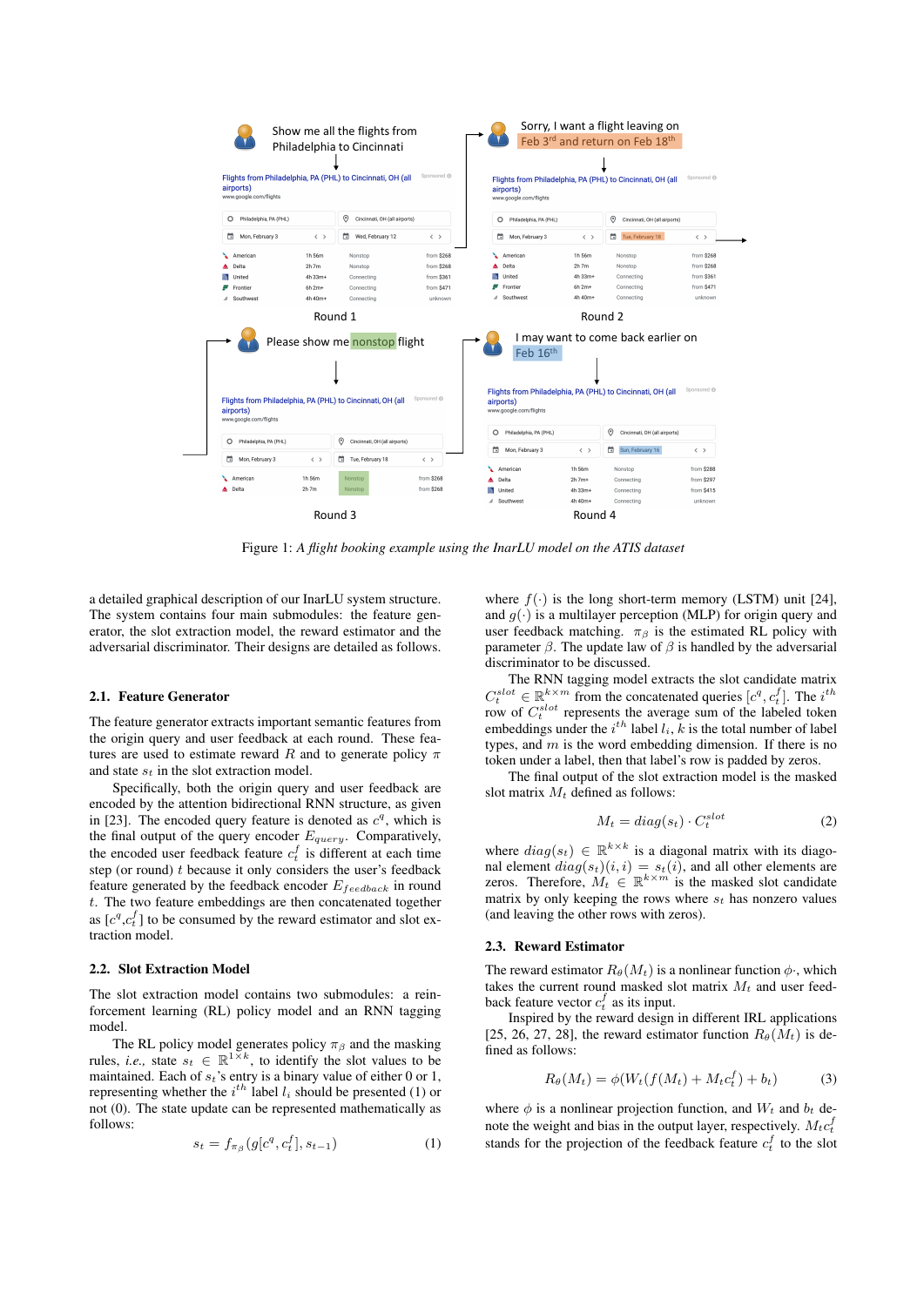Figure 1: *A flight booking example using the InarLU model on the ATIS dataset*

a detailed graphical description of our InarLU system structure. The system contains four main submodules: the feature generator, the slot extraction model, the reward estimator and the adversarial discriminator. Their designs are detailed as follows.

### 2.1. Feature Generator

The feature generator extracts important semantic features from the origin query and user feedback at each round. These features are used to estimate reward $R$ and to generate policy $\pi$ and state $s_t$ in the slot extraction model.

Specifically, both the origin query and user feedback are encoded by the attention bidirectional RNN structure, as given in [23]. The encoded query feature is denoted as $c^q$, which is the final output of the query encoder $E_{query}$. Comparatively, the encoded user feedback feature $c_t^f$ is different at each time step (or round) $t$ because it only considers the user's feedback feature generated by the feedback encoder $E_{feedback}$ in round $t$. The two feature embeddings are then concatenated together as $[c^q, c_t^f]$ to be consumed by the reward estimator and slot extraction model.

### 2.2. Slot Extraction Model

The slot extraction model contains two submodules: a reinforcement learning (RL) policy model and an RNN tagging model.

The RL policy model generates policy $\pi_\beta$ and the masking rules, *i.e.,* state $s_t \in \mathbb{R}^{1\times k}$, to identify the slot values to be maintained. Each of $s_t$'s entry is a binary value of either 0 or 1, representing whether the $i^{th}$ label $l_i$ should be presented (1) or not (0). The state update can be represented mathematically as follows:

$$s_t = f_{\pi_\beta}(g[c^q, c_t^f], s_{t-1}) \tag{1}$$

where $f(\cdot)$ is the long short-term memory (LSTM) unit [24], and $g(\cdot)$ is a multilayer perceptron (MLP) for origin query and user feedback matching. $\pi_\beta$ is the estimated RL policy with parameter $\beta$. The update law of $\beta$ is handled by the adversarial discriminator to be discussed.

The RNN tagging model extracts the slot candidate matrix $C_t^{slot} \in \mathbb{R}^{k\times m}$ from the concatenated queries $[c^q, c_t^f]$. The $i^{th}$ row of $C_t^{slot}$ represents the average sum of the labeled token embeddings under the $i^{th}$ label $l_i$, $k$ is the total number of label types, and $m$ is the word embedding dimension. If there is no token under a label, then that label's row is padded by zeros.

The final output of the slot extraction model is the masked slot matrix $M_t$ defined as follows:

$$M_t = diag(s_t) \cdot C_t^{slot} \tag{2}$$

where $diag(s_t) \in \mathbb{R}^{k\times k}$ is a diagonal matrix with its diagonal element $diag(s_t)(i,i) = s_t(i)$, and all other elements are zeros. Therefore, $M_t \in \mathbb{R}^{k\times m}$ is the masked slot candidate matrix by only keeping the rows where $s_t$ has nonzero values (and leaving the other rows with zeros).

### 2.3. Reward Estimator

The reward estimator $R_\theta(M_t)$ is a nonlinear function $\phi\cdot$, which takes the current round masked slot matrix $M_t$ and user feedback feature vector $c_t^f$ as its input.

Inspired by the reward design in different IRL applications [25, 26, 27, 28], the reward estimator function $R_\theta(M_t)$ is defined as follows:

$$R_\theta(M_t) = \phi(W_t(f(M_t) + M_t c_t^f) + b_t) \tag{3}$$

where $\phi$ is a nonlinear projection function, and $W_t$ and $b_t$ denote the weight and bias in the output layer, respectively. $M_t c_t^f$ stands for the projection of the feedback feature $c_t^f$ to the slot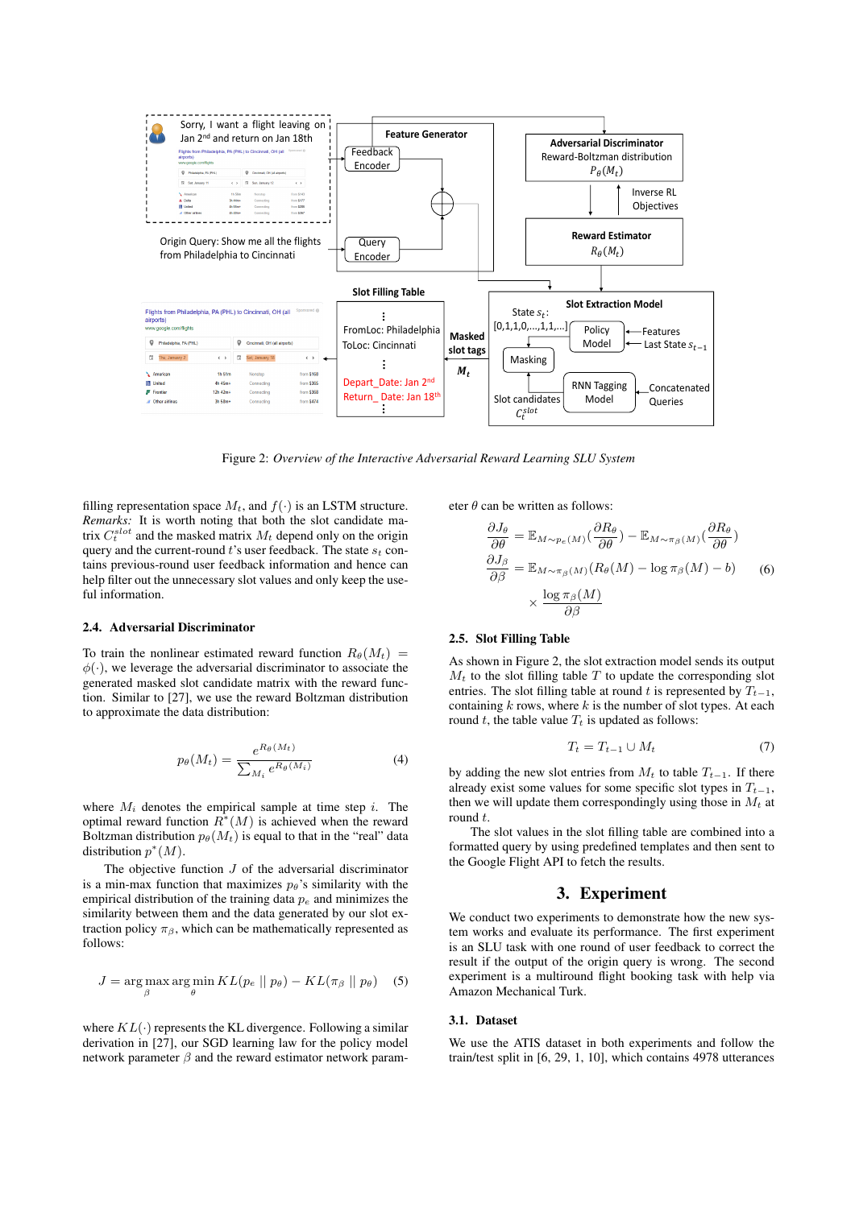Figure 2: *Overview of the Interactive Adversarial Reward Learning SLU System*

filling representation space $M_t$, and $f(\cdot)$ is an LSTM structure. *Remarks:* It is worth noting that both the slot candidate matrix $C_t^{slot}$ and the masked matrix $M_t$ depend only on the origin query and the current-round $t$'s user feedback. The state $s_t$ contains previous-round user feedback information and hence can help filter out the unnecessary slot values and only keep the useful information.

### 2.4. Adversarial Discriminator

To train the nonlinear estimated reward function $R_\theta(M_t) = \phi(\cdot)$, we leverage the adversarial discriminator to associate the generated masked slot candidate matrix with the reward function. Similar to [27], we use the reward Boltzman distribution to approximate the data distribution:

$$p_\theta(M_t) = \frac{e^{R_\theta(M_t)}}{\sum_{M_i} e^{R_\theta(M_i)}} \quad (4)$$

where $M_i$ denotes the empirical sample at time step $i$. The optimal reward function $R^*(M)$ is achieved when the reward Boltzman distribution $p_\theta(M_t)$ is equal to that in the "real" data distribution $p^*(M)$.

The objective function $J$ of the adversarial discriminator is a min-max function that maximizes $p_\theta$'s similarity with the empirical distribution of the training data $p_e$ and minimizes the similarity between them and the data generated by our slot extraction policy $\pi_\beta$, which can be mathematically represented as follows:

$$J = \arg\max_{\beta} \arg\min_{\theta} KL(p_e \parallel p_\theta) - KL(\pi_\beta \parallel p_\theta) \quad (5)$$

where $KL(\cdot)$ represents the KL divergence. Following a similar derivation in [27], our SGD learning law for the policy model network parameter $\beta$ and the reward estimator network parameter $\theta$ can be written as follows:

$$\begin{aligned} \frac{\partial J_\theta}{\partial \theta} &= \mathbb{E}_{M \sim p_e(M)}\left(\frac{\partial R_\theta}{\partial \theta}\right) - \mathbb{E}_{M \sim \pi_\beta(M)}\left(\frac{\partial R_\theta}{\partial \theta}\right) \\ \frac{\partial J_\beta}{\partial \beta} &= \mathbb{E}_{M \sim \pi_\beta(M)}(R_\theta(M) - \log \pi_\beta(M) - b) \\ &\quad \times \frac{\log \pi_\beta(M)}{\partial \beta} \end{aligned} \quad (6)$$

### 2.5. Slot Filling Table

As shown in Figure 2, the slot extraction model sends its output $M_t$ to the slot filling table $T$ to update the corresponding slot entries. The slot filling table at round $t$ is represented by $T_{t-1}$, containing $k$ rows, where $k$ is the number of slot types. At each round $t$, the table value $T_t$ is updated as follows:

$$T_t = T_{t-1} \cup M_t \quad (7)$$

by adding the new slot entries from $M_t$ to table $T_{t-1}$. If there already exist some values for some specific slot types in $T_{t-1}$, then we will update them correspondingly using those in $M_t$ at round $t$.

The slot values in the slot filling table are combined into a formatted query by using predefined templates and then sent to the Google Flight API to fetch the results.

## 3. Experiment

We conduct two experiments to demonstrate how the new system works and evaluate its performance. The first experiment is an SLU task with one round of user feedback to correct the result if the output of the origin query is wrong. The second experiment is a multiround flight booking task with help via Amazon Mechanical Turk.

### 3.1. Dataset

We use the ATIS dataset in both experiments and follow the train/test split in [6, 29, 1, 10], which contains 4978 utterances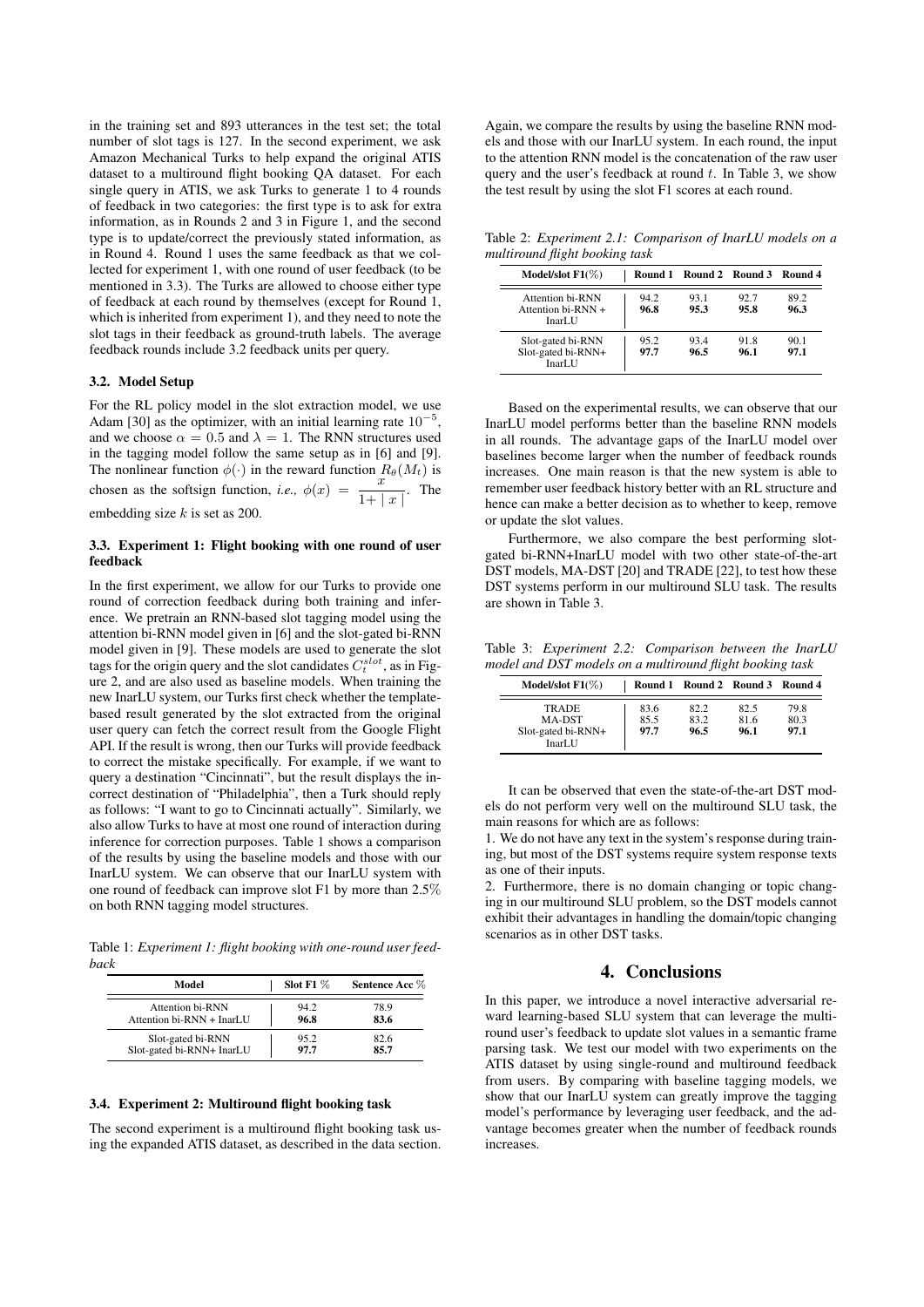in the training set and 893 utterances in the test set; the total number of slot tags is 127. In the second experiment, we ask Amazon Mechanical Turks to help expand the original ATIS dataset to a multiround flight booking QA dataset. For each single query in ATIS, we ask Turks to generate 1 to 4 rounds of feedback in two categories: the first type is to ask for extra information, as in Rounds 2 and 3 in Figure 1, and the second type is to update/correct the previously stated information, as in Round 4. Round 1 uses the same feedback as that we collected for experiment 1, with one round of user feedback (to be mentioned in 3.3). The Turks are allowed to choose either type of feedback at each round by themselves (except for Round 1, which is inherited from experiment 1), and they need to note the slot tags in their feedback as ground-truth labels. The average feedback rounds include 3.2 feedback units per query.

### 3.2. Model Setup

For the RL policy model in the slot extraction model, we use Adam [30] as the optimizer, with an initial learning rate $10^{-5}$, and we choose $\alpha = 0.5$ and $\lambda = 1$. The RNN structures used in the tagging model follow the same setup as in [6] and [9]. The nonlinear function $\phi(\cdot)$ in the reward function $R_\theta(M_t)$ is chosen as the softsign function, *i.e.,* $\phi(x) = \dfrac{x}{1+ \mid x \mid}$. The embedding size $k$ is set as 200.

### 3.3. Experiment 1: Flight booking with one round of user feedback

In the first experiment, we allow for our Turks to provide one round of correction feedback during both training and inference. We pretrain an RNN-based slot tagging model using the attention bi-RNN model given in [6] and the slot-gated bi-RNN model given in [9]. These models are used to generate the slot tags for the origin query and the slot candidates $C_t^{slot}$, as in Figure 2, and are also used as baseline models. When training the new InarLU system, our Turks first check whether the template-based result generated by the slot extracted from the original user query can fetch the correct result from the Google Flight API. If the result is wrong, then our Turks will provide feedback to correct the mistake specifically. For example, if we want to query a destination "Cincinnati", but the result displays the incorrect destination of "Philadelphia", then a Turk should reply as follows: "I want to go to Cincinnati actually". Similarly, we also allow Turks to have at most one round of interaction during inference for correction purposes. Table 1 shows a comparison of the results by using the baseline models and those with our InarLU system. We can observe that our InarLU system with one round of feedback can improve slot F1 by more than 2.5% on both RNN tagging model structures.

Table 1: *Experiment 1: flight booking with one-round user feedback*

| Model | Slot F1 % | Sentence Acc % |
|---|---|---|
| Attention bi-RNN | 94.2 | 78.9 |
| Attention bi-RNN + InarLU | **96.8** | **83.6** |
| Slot-gated bi-RNN | 95.2 | 82.6 |
| Slot-gated bi-RNN+ InarLU | **97.7** | **85.7** |

### 3.4. Experiment 2: Multiround flight booking task

The second experiment is a multiround flight booking task using the expanded ATIS dataset, as described in the data section. Again, we compare the results by using the baseline RNN models and those with our InarLU system. In each round, the input to the attention RNN model is the concatenation of the raw user query and the user's feedback at round $t$. In Table 3, we show the test result by using the slot F1 scores at each round.

Table 2: *Experiment 2.1: Comparison of InarLU models on a multiround flight booking task*

| Model/slot F1(%) | Round 1 | Round 2 | Round 3 | Round 4 |
|---|---|---|---|---|
| Attention bi-RNN | 94.2 | 93.1 | 92.7 | 89.2 |
| Attention bi-RNN + InarLU | **96.8** | **95.3** | **95.8** | **96.3** |
| Slot-gated bi-RNN | 95.2 | 93.4 | 91.8 | 90.1 |
| Slot-gated bi-RNN+ InarLU | **97.7** | **96.5** | **96.1** | **97.1** |

Based on the experimental results, we can observe that our InarLU model performs better than the baseline RNN models in all rounds. The advantage gaps of the InarLU model over baselines become larger when the number of feedback rounds increases. One main reason is that the new system is able to remember user feedback history better with an RL structure and hence can make a better decision as to whether to keep, remove or update the slot values.

Furthermore, we also compare the best performing slot-gated bi-RNN+InarLU model with two other state-of-the-art DST models, MA-DST [20] and TRADE [22], to test how these DST systems perform in our multiround SLU task. The results are shown in Table 3.

Table 3: *Experiment 2.2: Comparison between the InarLU model and DST models on a multiround flight booking task*

| Model/slot F1(%) | Round 1 | Round 2 | Round 3 | Round 4 |
|---|---|---|---|---|
| TRADE | 83.6 | 82.2 | 82.5 | 79.8 |
| MA-DST | 85.5 | 83.2 | 81.6 | 80.3 |
| Slot-gated bi-RNN+ InarLU | **97.7** | **96.5** | **96.1** | **97.1** |

It can be observed that even the state-of-the-art DST models do not perform very well on the multiround SLU task, the main reasons for which are as follows:

1. We do not have any text in the system's response during training, but most of the DST systems require system response texts as one of their inputs.
2. Furthermore, there is no domain changing or topic changing in our multiround SLU problem, so the DST models cannot exhibit their advantages in handling the domain/topic changing scenarios as in other DST tasks.

## 4. Conclusions

In this paper, we introduce a novel interactive adversarial reward learning-based SLU system that can leverage the multiround user's feedback to update slot values in a semantic frame parsing task. We test our model with two experiments on the ATIS dataset by using single-round and multiround feedback from users. By comparing with baseline tagging models, we show that our InarLU system can greatly improve the tagging model's performance by leveraging user feedback, and the advantage becomes greater when the number of feedback rounds increases.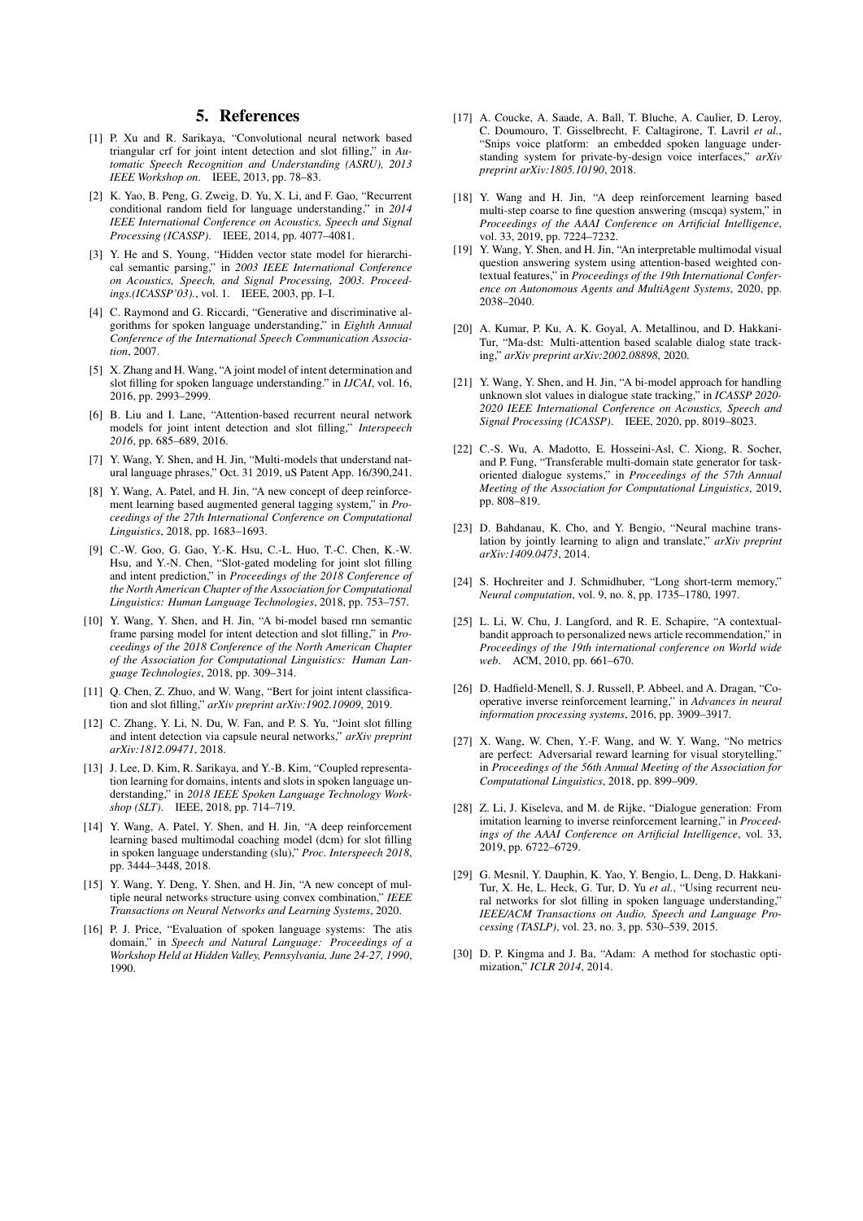## 5. References

[1] P. Xu and R. Sarikaya, "Convolutional neural network based triangular crf for joint intent detection and slot filling," in *Automatic Speech Recognition and Understanding (ASRU), 2013 IEEE Workshop on*. IEEE, 2013, pp. 78–83.

[2] K. Yao, B. Peng, G. Zweig, D. Yu, X. Li, and F. Gao, "Recurrent conditional random field for language understanding," in *2014 IEEE International Conference on Acoustics, Speech and Signal Processing (ICASSP)*. IEEE, 2014, pp. 4077–4081.

[3] Y. He and S. Young, "Hidden vector state model for hierarchical semantic parsing," in *2003 IEEE International Conference on Acoustics, Speech, and Signal Processing, 2003. Proceedings.(ICASSP'03).*, vol. 1. IEEE, 2003, pp. I–I.

[4] C. Raymond and G. Riccardi, "Generative and discriminative algorithms for spoken language understanding," in *Eighth Annual Conference of the International Speech Communication Association*, 2007.

[5] X. Zhang and H. Wang, "A joint model of intent determination and slot filling for spoken language understanding." in *IJCAI*, vol. 16, 2016, pp. 2993–2999.

[6] B. Liu and I. Lane, "Attention-based recurrent neural network models for joint intent detection and slot filling," *Interspeech 2016*, pp. 685–689, 2016.

[7] Y. Wang, Y. Shen, and H. Jin, "Multi-models that understand natural language phrases," Oct. 31 2019, uS Patent App. 16/390,241.

[8] Y. Wang, A. Patel, and H. Jin, "A new concept of deep reinforcement learning based augmented general tagging system," in *Proceedings of the 27th International Conference on Computational Linguistics*, 2018, pp. 1683–1693.

[9] C.-W. Goo, G. Gao, Y.-K. Hsu, C.-L. Huo, T.-C. Chen, K.-W. Hsu, and Y.-N. Chen, "Slot-gated modeling for joint slot filling and intent prediction," in *Proceedings of the 2018 Conference of the North American Chapter of the Association for Computational Linguistics: Human Language Technologies*, 2018, pp. 753–757.

[10] Y. Wang, Y. Shen, and H. Jin, "A bi-model based rnn semantic frame parsing model for intent detection and slot filling," in *Proceedings of the 2018 Conference of the North American Chapter of the Association for Computational Linguistics: Human Language Technologies*, 2018, pp. 309–314.

[11] Q. Chen, Z. Zhuo, and W. Wang, "Bert for joint intent classification and slot filling," *arXiv preprint arXiv:1902.10909*, 2019.

[12] C. Zhang, Y. Li, N. Du, W. Fan, and P. S. Yu, "Joint slot filling and intent detection via capsule neural networks," *arXiv preprint arXiv:1812.09471*, 2018.

[13] J. Lee, D. Kim, R. Sarikaya, and Y.-B. Kim, "Coupled representation learning for domains, intents and slots in spoken language understanding," in *2018 IEEE Spoken Language Technology Workshop (SLT)*. IEEE, 2018, pp. 714–719.

[14] Y. Wang, A. Patel, Y. Shen, and H. Jin, "A deep reinforcement learning based multimodal coaching model (dcm) for slot filling in spoken language understanding (slu)," *Proc. Interspeech 2018*, pp. 3444–3448, 2018.

[15] Y. Wang, Y. Deng, Y. Shen, and H. Jin, "A new concept of multiple neural networks structure using convex combination," *IEEE Transactions on Neural Networks and Learning Systems*, 2020.

[16] P. J. Price, "Evaluation of spoken language systems: The atis domain," in *Speech and Natural Language: Proceedings of a Workshop Held at Hidden Valley, Pennsylvania, June 24-27, 1990*, 1990.

[17] A. Coucke, A. Saade, A. Ball, T. Bluche, A. Caulier, D. Leroy, C. Doumouro, T. Gisselbrecht, F. Caltagirone, T. Lavril *et al.*, "Snips voice platform: an embedded spoken language understanding system for private-by-design voice interfaces," *arXiv preprint arXiv:1805.10190*, 2018.

[18] Y. Wang and H. Jin, "A deep reinforcement learning based multi-step coarse to fine question answering (mscqa) system," in *Proceedings of the AAAI Conference on Artificial Intelligence*, vol. 33, 2019, pp. 7224–7232.

[19] Y. Wang, Y. Shen, and H. Jin, "An interpretable multimodal visual question answering system using attention-based weighted contextual features," in *Proceedings of the 19th International Conference on Autonomous Agents and MultiAgent Systems*, 2020, pp. 2038–2040.

[20] A. Kumar, P. Ku, A. K. Goyal, A. Metallinou, and D. Hakkani-Tur, "Ma-dst: Multi-attention based scalable dialog state tracking," *arXiv preprint arXiv:2002.08898*, 2020.

[21] Y. Wang, Y. Shen, and H. Jin, "A bi-model approach for handling unknown slot values in dialogue state tracking," in *ICASSP 2020-2020 IEEE International Conference on Acoustics, Speech and Signal Processing (ICASSP)*. IEEE, 2020, pp. 8019–8023.

[22] C.-S. Wu, A. Madotto, E. Hosseini-Asl, C. Xiong, R. Socher, and P. Fung, "Transferable multi-domain state generator for task-oriented dialogue systems," in *Proceedings of the 57th Annual Meeting of the Association for Computational Linguistics*, 2019, pp. 808–819.

[23] D. Bahdanau, K. Cho, and Y. Bengio, "Neural machine translation by jointly learning to align and translate," *arXiv preprint arXiv:1409.0473*, 2014.

[24] S. Hochreiter and J. Schmidhuber, "Long short-term memory," *Neural computation*, vol. 9, no. 8, pp. 1735–1780, 1997.

[25] L. Li, W. Chu, J. Langford, and R. E. Schapire, "A contextual-bandit approach to personalized news article recommendation," in *Proceedings of the 19th international conference on World wide web*. ACM, 2010, pp. 661–670.

[26] D. Hadfield-Menell, S. J. Russell, P. Abbeel, and A. Dragan, "Cooperative inverse reinforcement learning," in *Advances in neural information processing systems*, 2016, pp. 3909–3917.

[27] X. Wang, W. Chen, Y.-F. Wang, and W. Y. Wang, "No metrics are perfect: Adversarial reward learning for visual storytelling," in *Proceedings of the 56th Annual Meeting of the Association for Computational Linguistics*, 2018, pp. 899–909.

[28] Z. Li, J. Kiseleva, and M. de Rijke, "Dialogue generation: From imitation learning to inverse reinforcement learning," in *Proceedings of the AAAI Conference on Artificial Intelligence*, vol. 33, 2019, pp. 6722–6729.

[29] G. Mesnil, Y. Dauphin, K. Yao, Y. Bengio, L. Deng, D. Hakkani-Tur, X. He, L. Heck, G. Tur, D. Yu *et al.*, "Using recurrent neural networks for slot filling in spoken language understanding," *IEEE/ACM Transactions on Audio, Speech and Language Processing (TASLP)*, vol. 23, no. 3, pp. 530–539, 2015.

[30] D. P. Kingma and J. Ba, "Adam: A method for stochastic optimization," *ICLR 2014*, 2014.